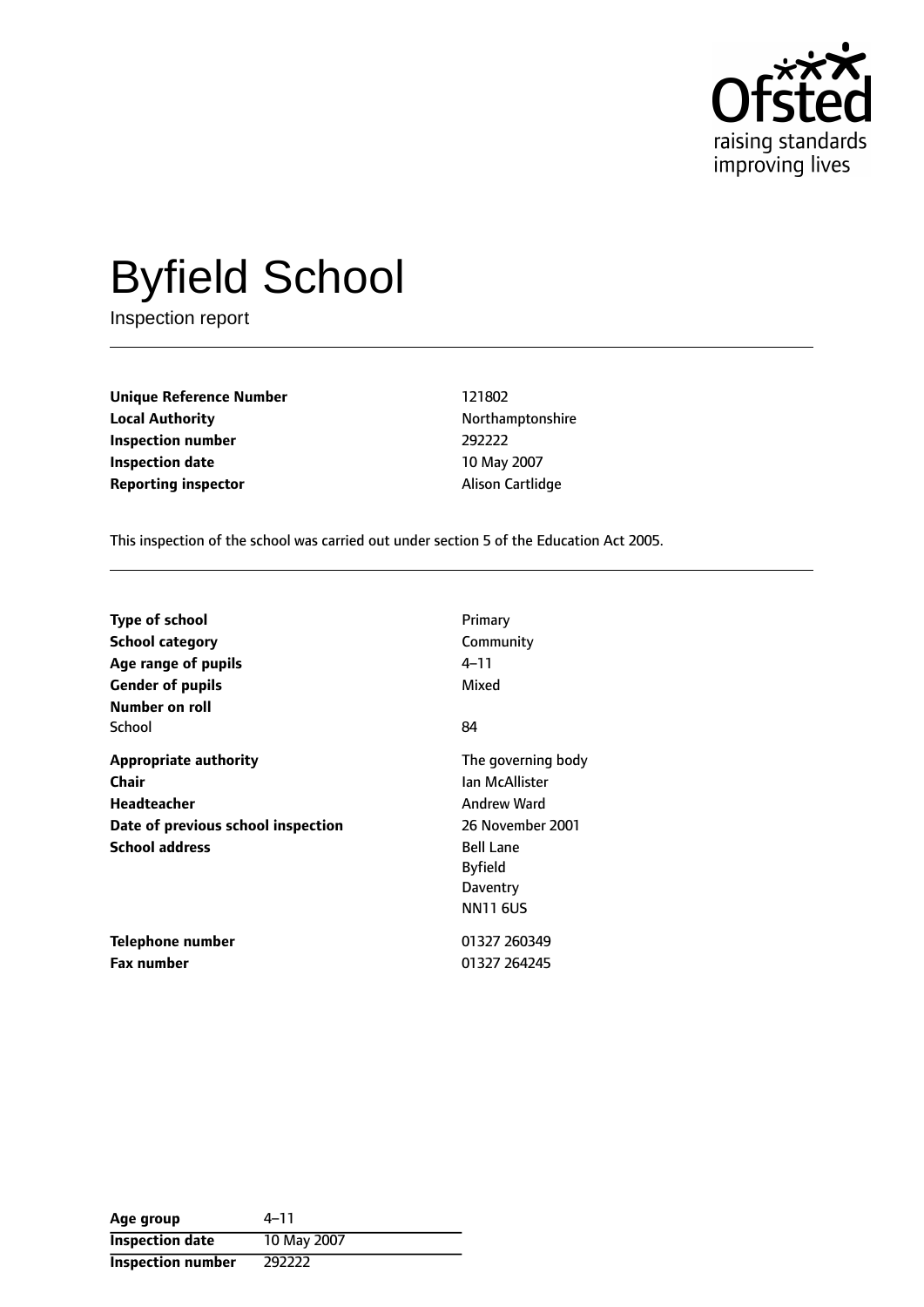Ofsted
raising standards
improving lives

# Byfield School

Inspection report

| | |
|---|---|
| **Unique Reference Number** | 121802 |
| **Local Authority** | Northamptonshire |
| **Inspection number** | 292222 |
| **Inspection date** | 10 May 2007 |
| **Reporting inspector** | Alison Cartlidge |

This inspection of the school was carried out under section 5 of the Education Act 2005.

| | |
|---|---|
| **Type of school** | Primary |
| **School category** | Community |
| **Age range of pupils** | 4–11 |
| **Gender of pupils** | Mixed |
| **Number on roll** | |
| School | 84 |
| **Appropriate authority** | The governing body |
| **Chair** | Ian McAllister |
| **Headteacher** | Andrew Ward |
| **Date of previous school inspection** | 26 November 2001 |
| **School address** | Bell Lane<br>Byfield<br>Daventry<br>NN11 6US |
| **Telephone number** | 01327 260349 |
| **Fax number** | 01327 264245 |

| | |
|---|---|
| **Age group** | 4–11 |
| **Inspection date** | 10 May 2007 |
| **Inspection number** | 292222 |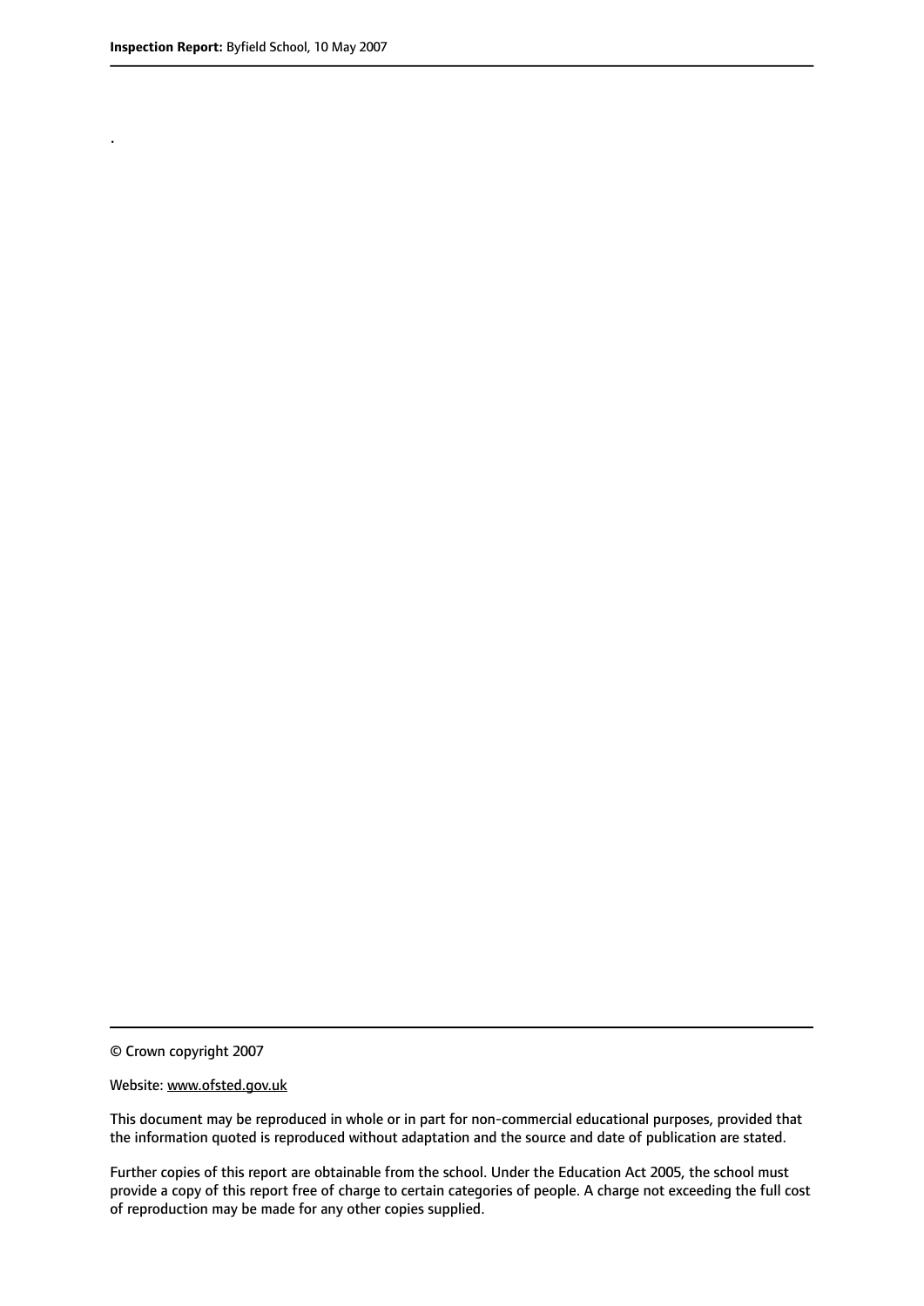.

© Crown copyright 2007

Website: www.ofsted.gov.uk

This document may be reproduced in whole or in part for non-commercial educational purposes, provided that the information quoted is reproduced without adaptation and the source and date of publication are stated.

Further copies of this report are obtainable from the school. Under the Education Act 2005, the school must provide a copy of this report free of charge to certain categories of people. A charge not exceeding the full cost of reproduction may be made for any other copies supplied.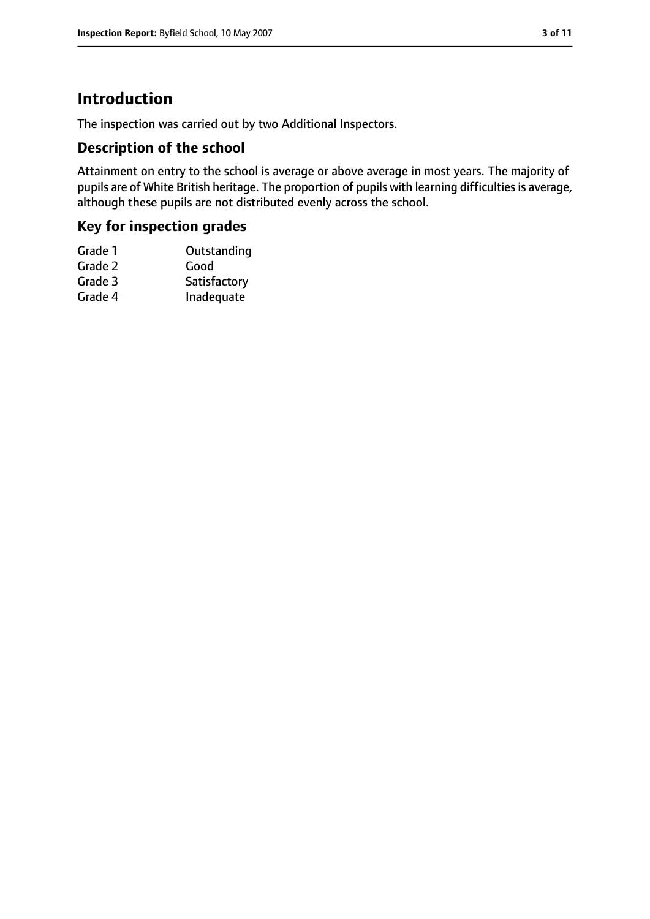# Introduction

The inspection was carried out by two Additional Inspectors.

## Description of the school

Attainment on entry to the school is average or above average in most years. The majority of pupils are of White British heritage. The proportion of pupils with learning difficulties is average, although these pupils are not distributed evenly across the school.

## Key for inspection grades

| | |
|---|---|
| Grade 1 | Outstanding |
| Grade 2 | Good |
| Grade 3 | Satisfactory |
| Grade 4 | Inadequate |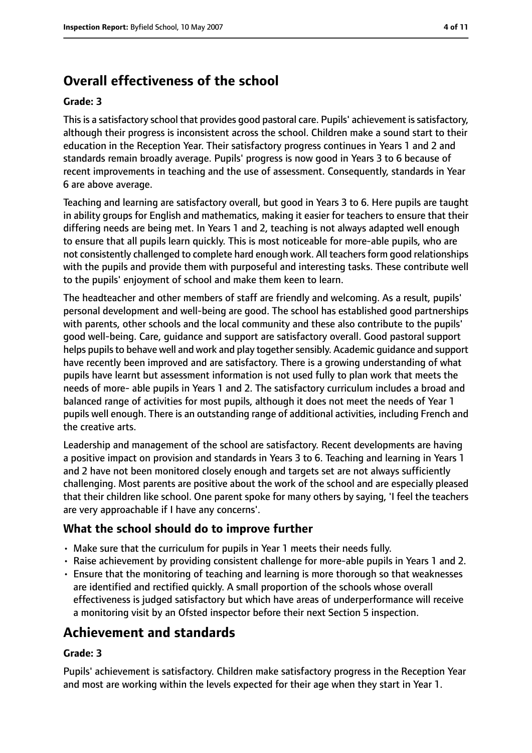## Overall effectiveness of the school

### Grade: 3

This is a satisfactory school that provides good pastoral care. Pupils' achievement is satisfactory, although their progress is inconsistent across the school. Children make a sound start to their education in the Reception Year. Their satisfactory progress continues in Years 1 and 2 and standards remain broadly average. Pupils' progress is now good in Years 3 to 6 because of recent improvements in teaching and the use of assessment. Consequently, standards in Year 6 are above average.

Teaching and learning are satisfactory overall, but good in Years 3 to 6. Here pupils are taught in ability groups for English and mathematics, making it easier for teachers to ensure that their differing needs are being met. In Years 1 and 2, teaching is not always adapted well enough to ensure that all pupils learn quickly. This is most noticeable for more-able pupils, who are not consistently challenged to complete hard enough work. All teachers form good relationships with the pupils and provide them with purposeful and interesting tasks. These contribute well to the pupils' enjoyment of school and make them keen to learn.

The headteacher and other members of staff are friendly and welcoming. As a result, pupils' personal development and well-being are good. The school has established good partnerships with parents, other schools and the local community and these also contribute to the pupils' good well-being. Care, guidance and support are satisfactory overall. Good pastoral support helps pupils to behave well and work and play together sensibly. Academic guidance and support have recently been improved and are satisfactory. There is a growing understanding of what pupils have learnt but assessment information is not used fully to plan work that meets the needs of more- able pupils in Years 1 and 2. The satisfactory curriculum includes a broad and balanced range of activities for most pupils, although it does not meet the needs of Year 1 pupils well enough. There is an outstanding range of additional activities, including French and the creative arts.

Leadership and management of the school are satisfactory. Recent developments are having a positive impact on provision and standards in Years 3 to 6. Teaching and learning in Years 1 and 2 have not been monitored closely enough and targets set are not always sufficiently challenging. Most parents are positive about the work of the school and are especially pleased that their children like school. One parent spoke for many others by saying, 'I feel the teachers are very approachable if I have any concerns'.

### What the school should do to improve further

- Make sure that the curriculum for pupils in Year 1 meets their needs fully.
- Raise achievement by providing consistent challenge for more-able pupils in Years 1 and 2.
- Ensure that the monitoring of teaching and learning is more thorough so that weaknesses are identified and rectified quickly. A small proportion of the schools whose overall effectiveness is judged satisfactory but which have areas of underperformance will receive a monitoring visit by an Ofsted inspector before their next Section 5 inspection.

## Achievement and standards

### Grade: 3

Pupils' achievement is satisfactory. Children make satisfactory progress in the Reception Year and most are working within the levels expected for their age when they start in Year 1.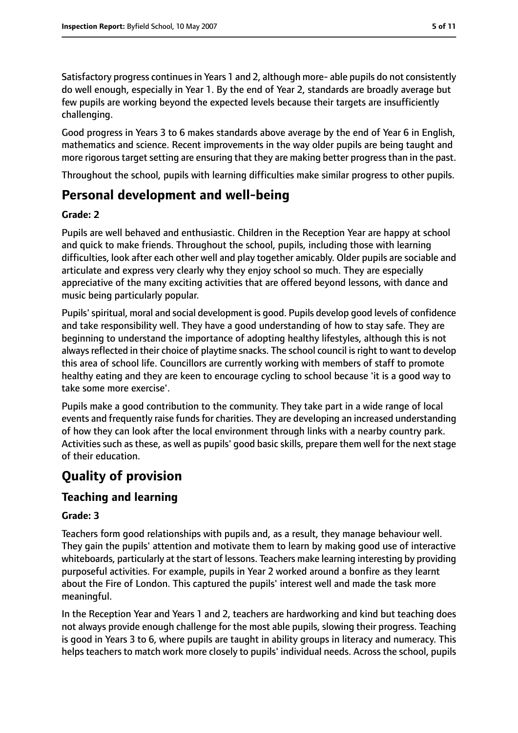Satisfactory progress continues in Years 1 and 2, although more- able pupils do not consistently do well enough, especially in Year 1. By the end of Year 2, standards are broadly average but few pupils are working beyond the expected levels because their targets are insufficiently challenging.

Good progress in Years 3 to 6 makes standards above average by the end of Year 6 in English, mathematics and science. Recent improvements in the way older pupils are being taught and more rigorous target setting are ensuring that they are making better progress than in the past.

Throughout the school, pupils with learning difficulties make similar progress to other pupils.

# Personal development and well-being

**Grade: 2**

Pupils are well behaved and enthusiastic. Children in the Reception Year are happy at school and quick to make friends. Throughout the school, pupils, including those with learning difficulties, look after each other well and play together amicably. Older pupils are sociable and articulate and express very clearly why they enjoy school so much. They are especially appreciative of the many exciting activities that are offered beyond lessons, with dance and music being particularly popular.

Pupils' spiritual, moral and social development is good. Pupils develop good levels of confidence and take responsibility well. They have a good understanding of how to stay safe. They are beginning to understand the importance of adopting healthy lifestyles, although this is not always reflected in their choice of playtime snacks. The school council is right to want to develop this area of school life. Councillors are currently working with members of staff to promote healthy eating and they are keen to encourage cycling to school because 'it is a good way to take some more exercise'.

Pupils make a good contribution to the community. They take part in a wide range of local events and frequently raise funds for charities. They are developing an increased understanding of how they can look after the local environment through links with a nearby country park. Activities such as these, as well as pupils' good basic skills, prepare them well for the next stage of their education.

# Quality of provision

## Teaching and learning

**Grade: 3**

Teachers form good relationships with pupils and, as a result, they manage behaviour well. They gain the pupils' attention and motivate them to learn by making good use of interactive whiteboards, particularly at the start of lessons. Teachers make learning interesting by providing purposeful activities. For example, pupils in Year 2 worked around a bonfire as they learnt about the Fire of London. This captured the pupils' interest well and made the task more meaningful.

In the Reception Year and Years 1 and 2, teachers are hardworking and kind but teaching does not always provide enough challenge for the most able pupils, slowing their progress. Teaching is good in Years 3 to 6, where pupils are taught in ability groups in literacy and numeracy. This helps teachers to match work more closely to pupils' individual needs. Across the school, pupils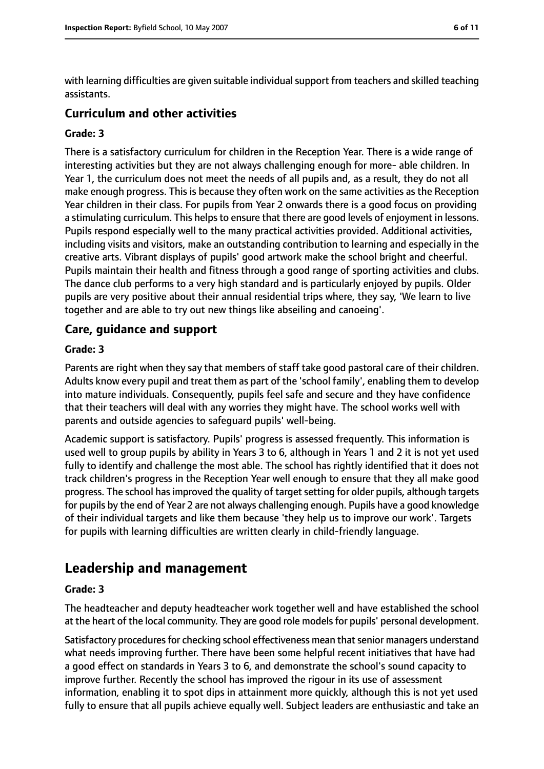with learning difficulties are given suitable individual support from teachers and skilled teaching assistants.

### Curriculum and other activities

**Grade: 3**

There is a satisfactory curriculum for children in the Reception Year. There is a wide range of interesting activities but they are not always challenging enough for more- able children. In Year 1, the curriculum does not meet the needs of all pupils and, as a result, they do not all make enough progress. This is because they often work on the same activities as the Reception Year children in their class. For pupils from Year 2 onwards there is a good focus on providing a stimulating curriculum. This helps to ensure that there are good levels of enjoyment in lessons. Pupils respond especially well to the many practical activities provided. Additional activities, including visits and visitors, make an outstanding contribution to learning and especially in the creative arts. Vibrant displays of pupils' good artwork make the school bright and cheerful. Pupils maintain their health and fitness through a good range of sporting activities and clubs. The dance club performs to a very high standard and is particularly enjoyed by pupils. Older pupils are very positive about their annual residential trips where, they say, 'We learn to live together and are able to try out new things like abseiling and canoeing'.

### Care, guidance and support

**Grade: 3**

Parents are right when they say that members of staff take good pastoral care of their children. Adults know every pupil and treat them as part of the 'school family', enabling them to develop into mature individuals. Consequently, pupils feel safe and secure and they have confidence that their teachers will deal with any worries they might have. The school works well with parents and outside agencies to safeguard pupils' well-being.

Academic support is satisfactory. Pupils' progress is assessed frequently. This information is used well to group pupils by ability in Years 3 to 6, although in Years 1 and 2 it is not yet used fully to identify and challenge the most able. The school has rightly identified that it does not track children's progress in the Reception Year well enough to ensure that they all make good progress. The school has improved the quality of target setting for older pupils, although targets for pupils by the end of Year 2 are not always challenging enough. Pupils have a good knowledge of their individual targets and like them because 'they help us to improve our work'. Targets for pupils with learning difficulties are written clearly in child-friendly language.

## Leadership and management

**Grade: 3**

The headteacher and deputy headteacher work together well and have established the school at the heart of the local community. They are good role models for pupils' personal development.

Satisfactory procedures for checking school effectiveness mean that senior managers understand what needs improving further. There have been some helpful recent initiatives that have had a good effect on standards in Years 3 to 6, and demonstrate the school's sound capacity to improve further. Recently the school has improved the rigour in its use of assessment information, enabling it to spot dips in attainment more quickly, although this is not yet used fully to ensure that all pupils achieve equally well. Subject leaders are enthusiastic and take an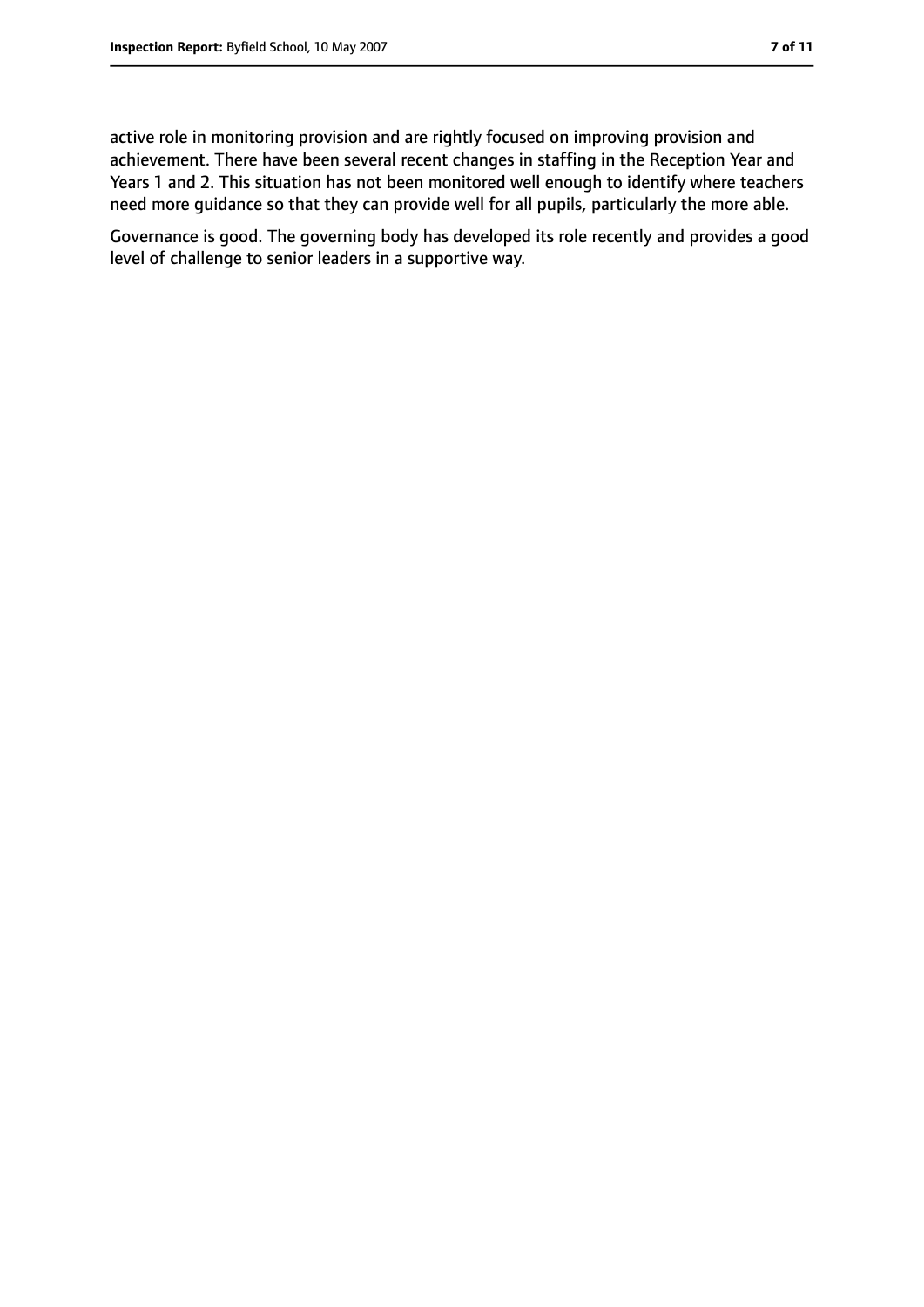active role in monitoring provision and are rightly focused on improving provision and achievement. There have been several recent changes in staffing in the Reception Year and Years 1 and 2. This situation has not been monitored well enough to identify where teachers need more guidance so that they can provide well for all pupils, particularly the more able.

Governance is good. The governing body has developed its role recently and provides a good level of challenge to senior leaders in a supportive way.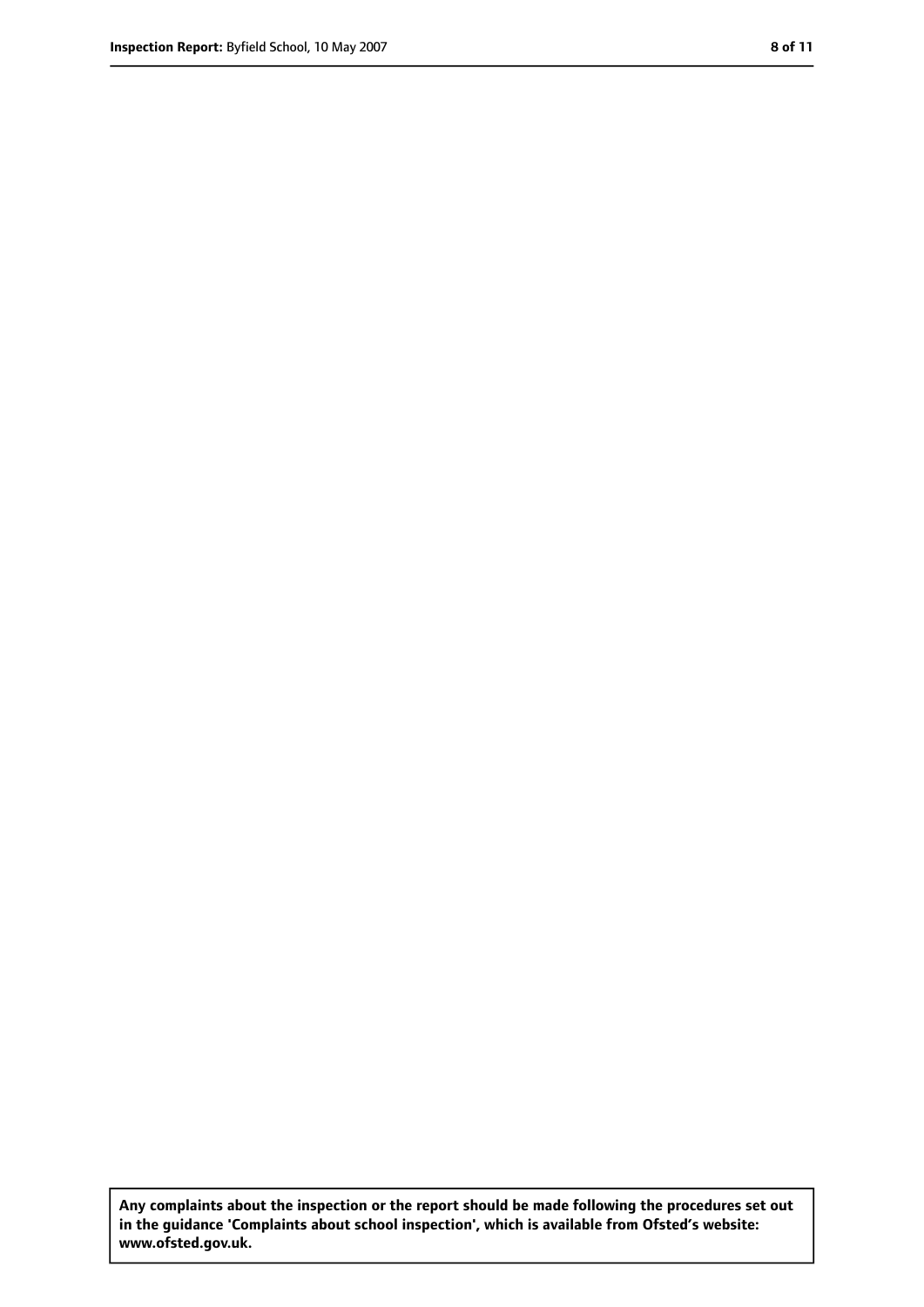**Any complaints about the inspection or the report should be made following the procedures set out in the guidance 'Complaints about school inspection', which is available from Ofsted's website: www.ofsted.gov.uk.**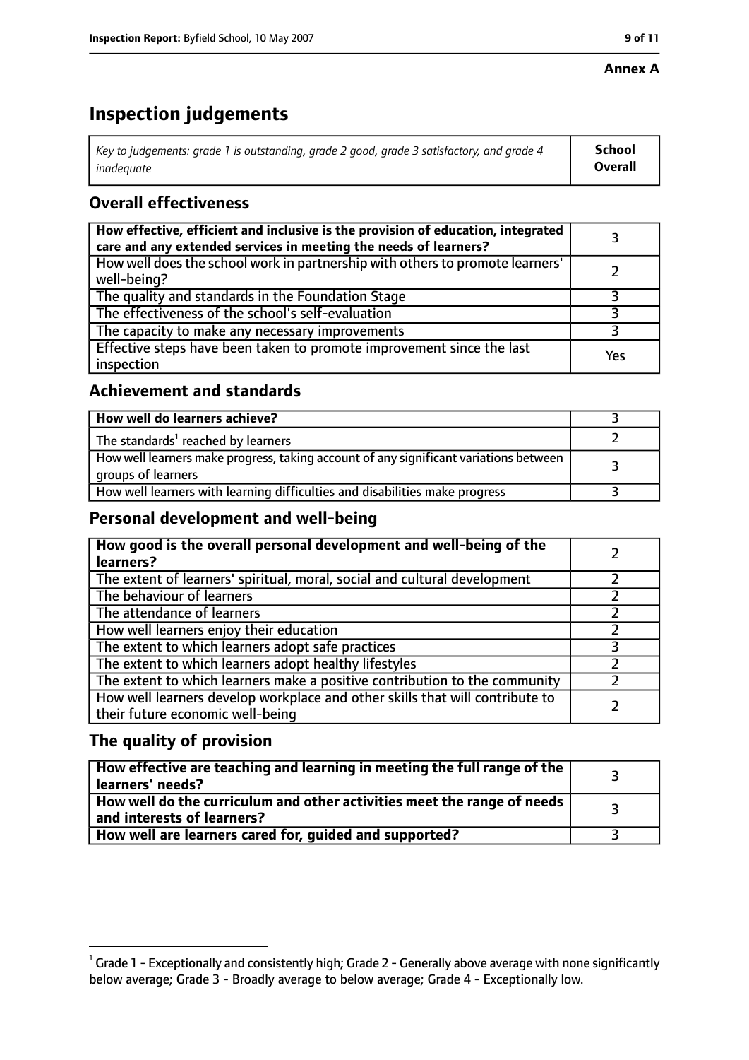**Annex A**

# Inspection judgements

| *Key to judgements: grade 1 is outstanding, grade 2 good, grade 3 satisfactory, and grade 4 inadequate* | **School Overall** |
|---|---|

## Overall effectiveness

| | |
|---|---|
| **How effective, efficient and inclusive is the provision of education, integrated care and any extended services in meeting the needs of learners?** | 3 |
| How well does the school work in partnership with others to promote learners' well-being? | 2 |
| The quality and standards in the Foundation Stage | 3 |
| The effectiveness of the school's self-evaluation | 3 |
| The capacity to make any necessary improvements | 3 |
| Effective steps have been taken to promote improvement since the last inspection | Yes |

## Achievement and standards

| | |
|---|---|
| **How well do learners achieve?** | 3 |
| The standards[1] reached by learners | 2 |
| How well learners make progress, taking account of any significant variations between groups of learners | 3 |
| How well learners with learning difficulties and disabilities make progress | 3 |

## Personal development and well-being

| | |
|---|---|
| **How good is the overall personal development and well-being of the learners?** | 2 |
| The extent of learners' spiritual, moral, social and cultural development | 2 |
| The behaviour of learners | 2 |
| The attendance of learners | 2 |
| How well learners enjoy their education | 2 |
| The extent to which learners adopt safe practices | 3 |
| The extent to which learners adopt healthy lifestyles | 2 |
| The extent to which learners make a positive contribution to the community | 2 |
| How well learners develop workplace and other skills that will contribute to their future economic well-being | 2 |

## The quality of provision

| | |
|---|---|
| **How effective are teaching and learning in meeting the full range of the learners' needs?** | 3 |
| **How well do the curriculum and other activities meet the range of needs and interests of learners?** | 3 |
| **How well are learners cared for, guided and supported?** | 3 |

[1] Grade 1 - Exceptionally and consistently high; Grade 2 - Generally above average with none significantly below average; Grade 3 - Broadly average to below average; Grade 4 - Exceptionally low.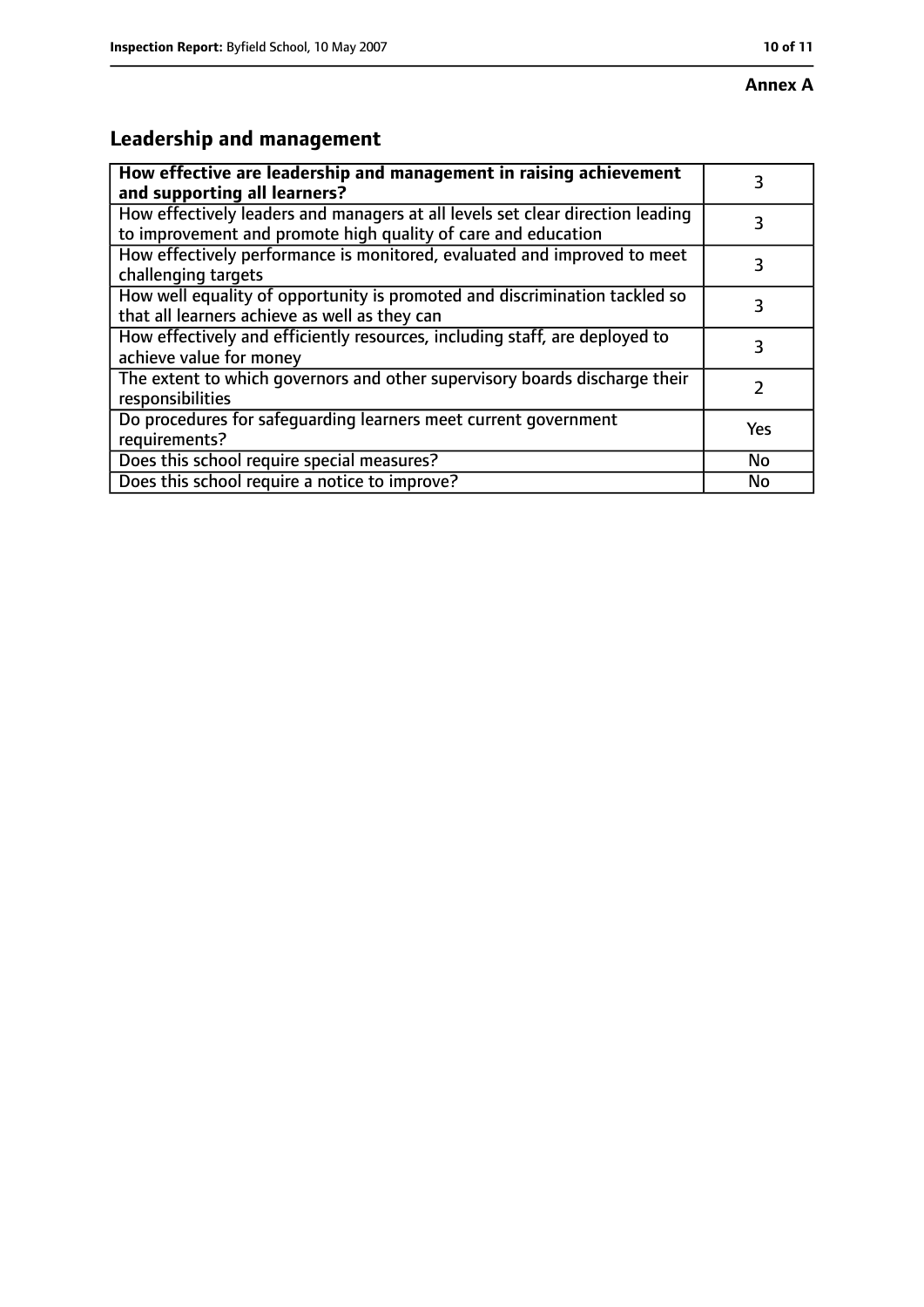**Annex A**

## Leadership and management

| | |
|---|---|
| **How effective are leadership and management in raising achievement and supporting all learners?** | 3 |
| How effectively leaders and managers at all levels set clear direction leading to improvement and promote high quality of care and education | 3 |
| How effectively performance is monitored, evaluated and improved to meet challenging targets | 3 |
| How well equality of opportunity is promoted and discrimination tackled so that all learners achieve as well as they can | 3 |
| How effectively and efficiently resources, including staff, are deployed to achieve value for money | 3 |
| The extent to which governors and other supervisory boards discharge their responsibilities | 2 |
| Do procedures for safeguarding learners meet current government requirements? | Yes |
| Does this school require special measures? | No |
| Does this school require a notice to improve? | No |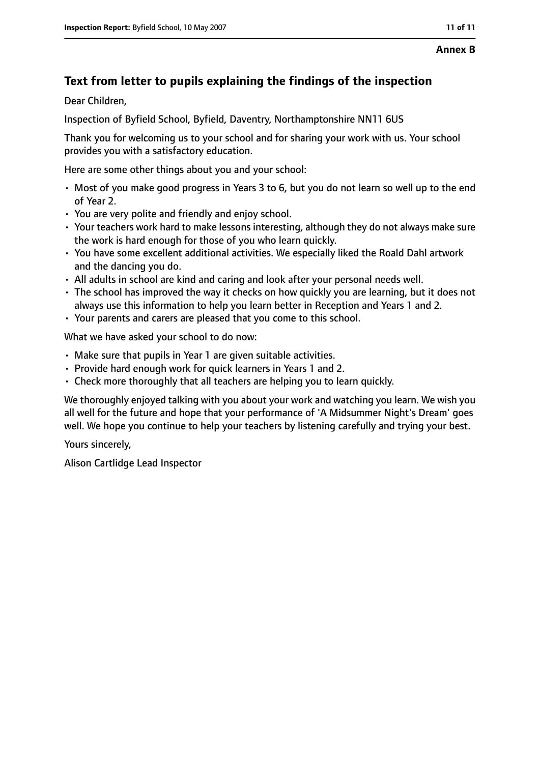**Annex B**

## Text from letter to pupils explaining the findings of the inspection

Dear Children,

Inspection of Byfield School, Byfield, Daventry, Northamptonshire NN11 6US

Thank you for welcoming us to your school and for sharing your work with us. Your school provides you with a satisfactory education.

Here are some other things about you and your school:

- Most of you make good progress in Years 3 to 6, but you do not learn so well up to the end of Year 2.
- You are very polite and friendly and enjoy school.
- Your teachers work hard to make lessons interesting, although they do not always make sure the work is hard enough for those of you who learn quickly.
- You have some excellent additional activities. We especially liked the Roald Dahl artwork and the dancing you do.
- All adults in school are kind and caring and look after your personal needs well.
- The school has improved the way it checks on how quickly you are learning, but it does not always use this information to help you learn better in Reception and Years 1 and 2.
- Your parents and carers are pleased that you come to this school.

What we have asked your school to do now:

- Make sure that pupils in Year 1 are given suitable activities.
- Provide hard enough work for quick learners in Years 1 and 2.
- Check more thoroughly that all teachers are helping you to learn quickly.

We thoroughly enjoyed talking with you about your work and watching you learn. We wish you all well for the future and hope that your performance of 'A Midsummer Night's Dream' goes well. We hope you continue to help your teachers by listening carefully and trying your best.

Yours sincerely,

Alison Cartlidge Lead Inspector